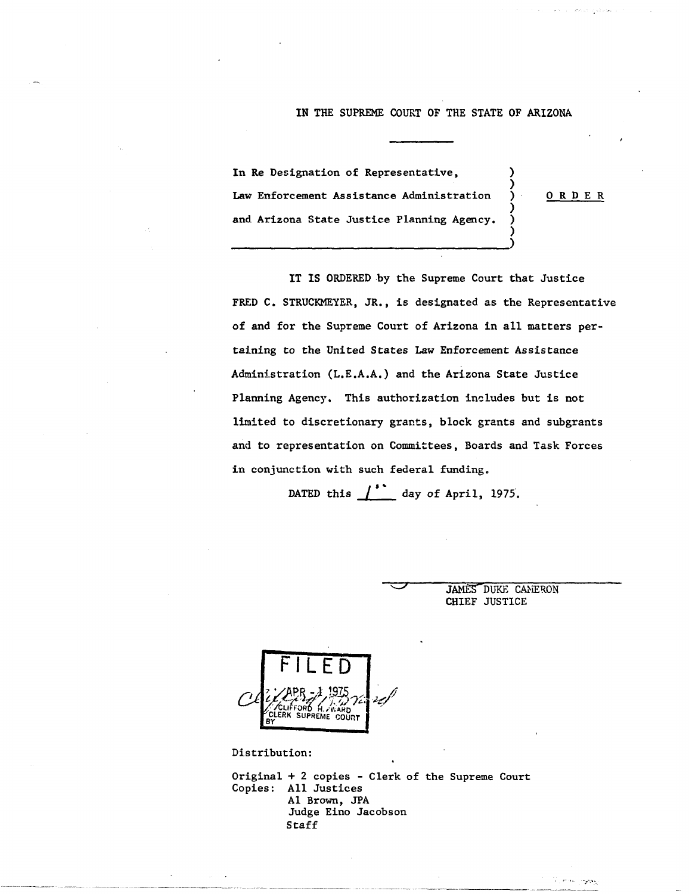IN THE SUPREME COURT OF THE STATE OF ARIZONA

In Re Designation of Representative,
Law Enforcement Assistance Administration
and Arizona State Justice Planning Agency.

**O R D E R**

IT IS ORDERED by the Supreme Court that Justice FRED C. STRUCKMEYER, JR., is designated as the Representative of and for the Supreme Court of Arizona in all matters pertaining to the United States Law Enforcement Assistance Administration (L.E.A.A.) and the Arizona State Justice Planning Agency. This authorization includes but is not limited to discretionary grants, block grants and subgrants and to representation on Committees, Boards and Task Forces in conjunction with such federal funding.

DATED this 1st day of April, 1975.

JAMES DUKE CAMERON
CHIEF JUSTICE

FILED
APR - 1 1975
CLIFFORD H. WARD
CLERK SUPREME COURT
BY

Distribution:

Original + 2 copies - Clerk of the Supreme Court
Copies: All Justices
Al Brown, JPA
Judge Eino Jacobson
Staff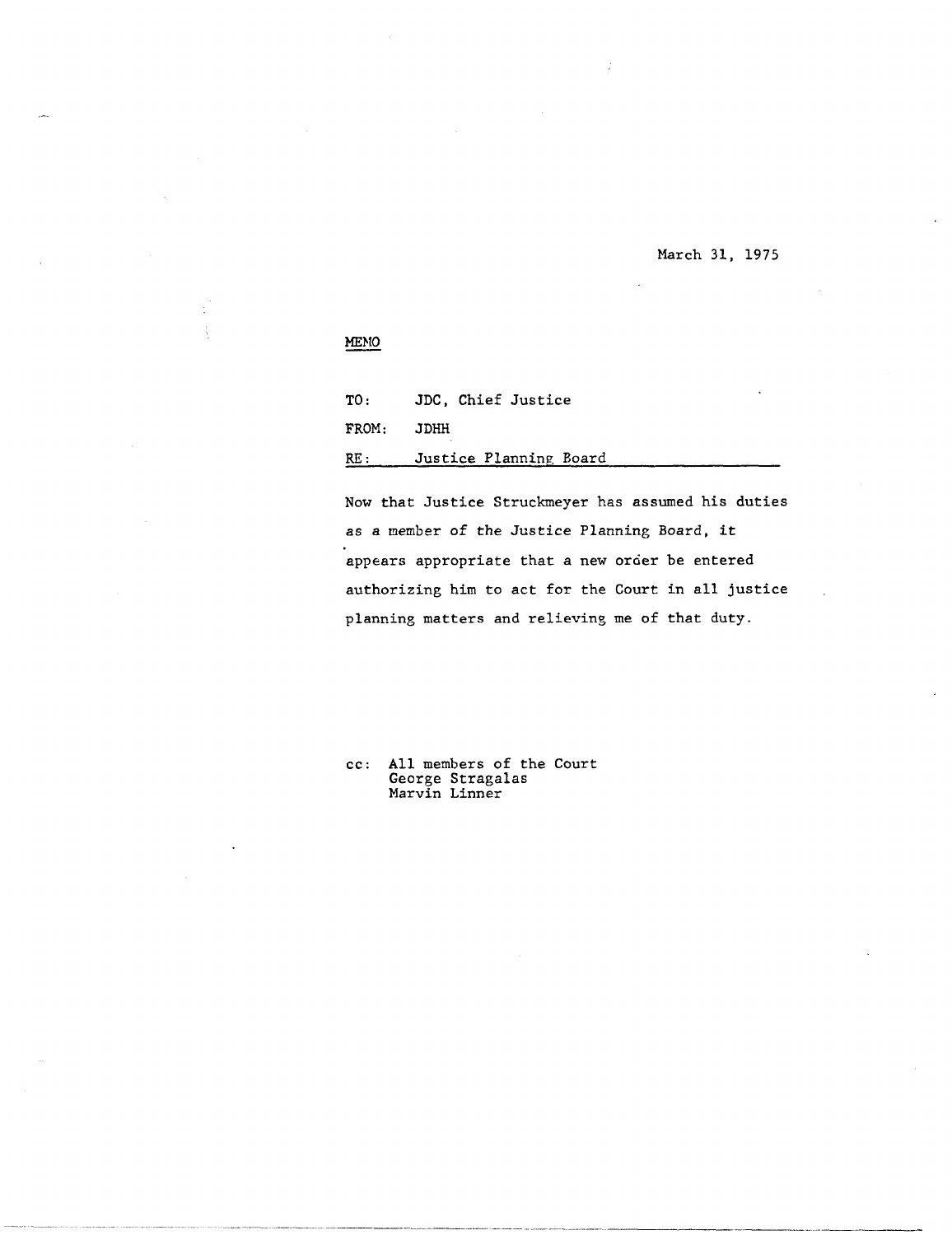March 31, 1975

MEMO

TO: JDC, Chief Justice

FROM: JDHH

RE: Justice Planning Board

Now that Justice Struckmeyer has assumed his duties as a member of the Justice Planning Board, it appears appropriate that a new order be entered authorizing him to act for the Court in all justice planning matters and relieving me of that duty.

cc: All members of the Court
George Stragalas
Marvin Linner